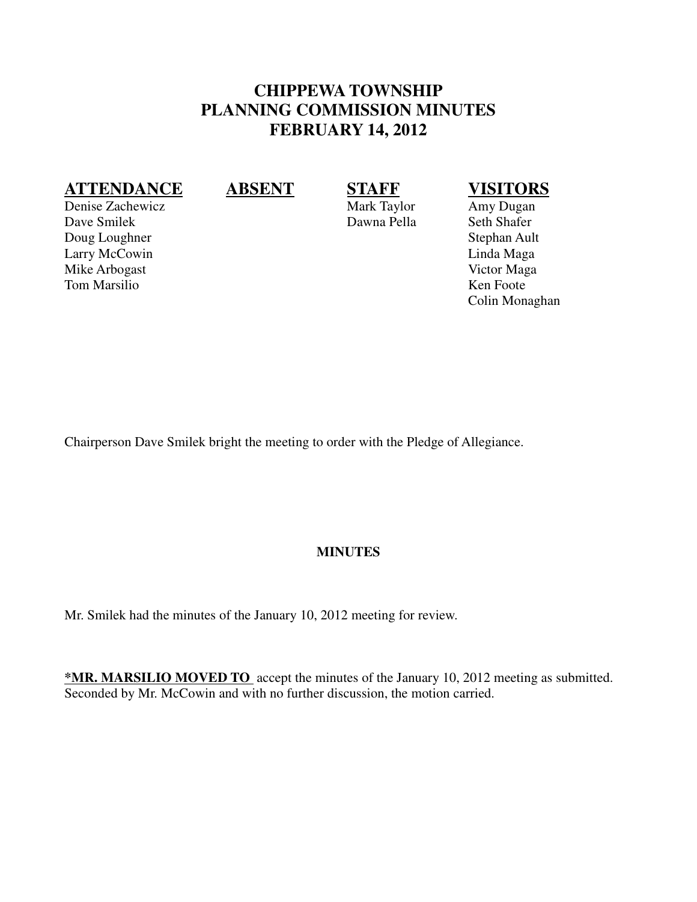# CHIPPEWA TOWNSHIP
# PLANNING COMMISSION MINUTES
# FEBRUARY 14, 2012

| ATTENDANCE | ABSENT | STAFF | VISITORS |
|---|---|---|---|
| Denise Zachewicz | | Mark Taylor | Amy Dugan |
| Dave Smilek | | Dawna Pella | Seth Shafer |
| Doug Loughner | | | Stephan Ault |
| Larry McCowin | | | Linda Maga |
| Mike Arbogast | | | Victor Maga |
| Tom Marsilio | | | Ken Foote |
| | | | Colin Monaghan |

Chairperson Dave Smilek bright the meeting to order with the Pledge of Allegiance.

**MINUTES**

Mr. Smilek had the minutes of the January 10, 2012 meeting for review.

**\*MR. MARSILIO MOVED TO** accept the minutes of the January 10, 2012 meeting as submitted. Seconded by Mr. McCowin and with no further discussion, the motion carried.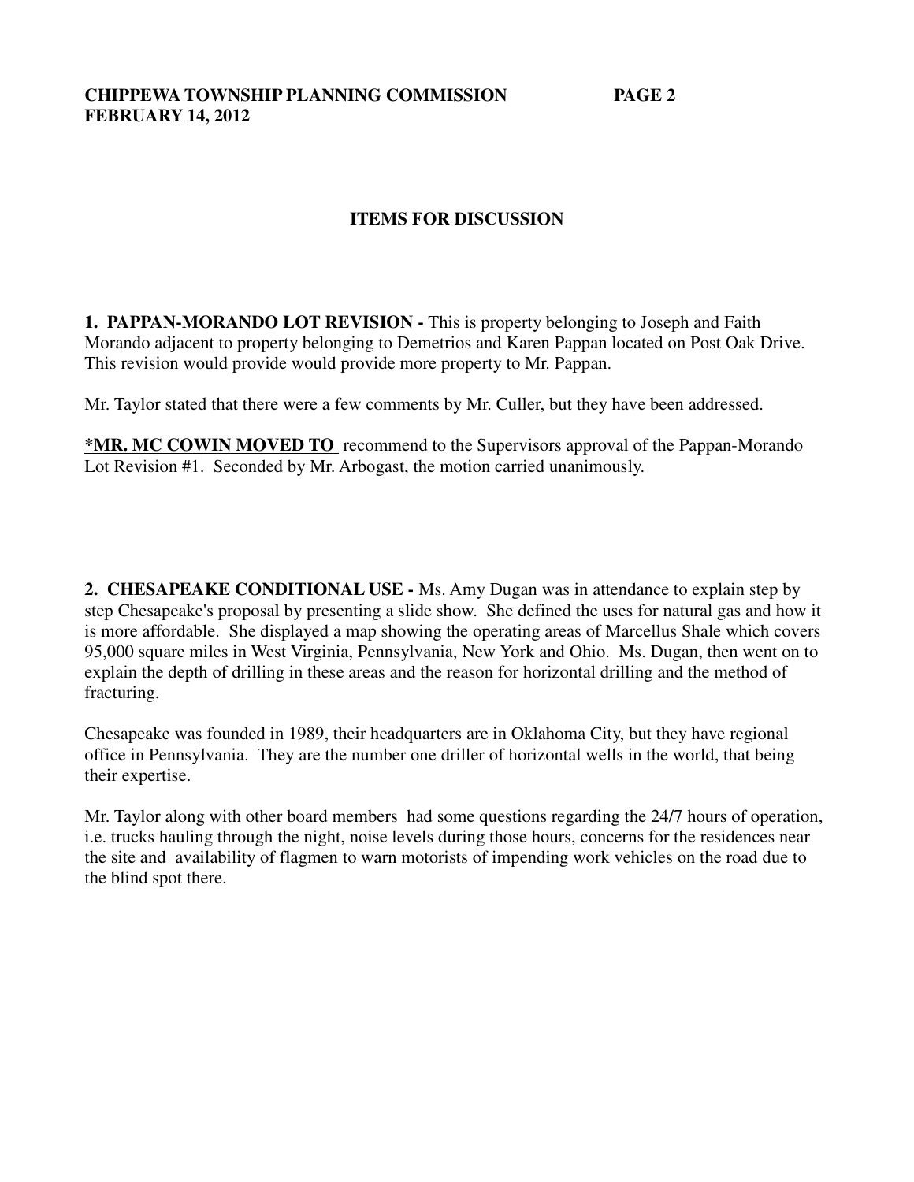## ITEMS FOR DISCUSSION

**1. PAPPAN-MORANDO LOT REVISION -** This is property belonging to Joseph and Faith Morando adjacent to property belonging to Demetrios and Karen Pappan located on Post Oak Drive. This revision would provide would provide more property to Mr. Pappan.

Mr. Taylor stated that there were a few comments by Mr. Culler, but they have been addressed.

***MR. MC COWIN MOVED TO** recommend to the Supervisors approval of the Pappan-Morando Lot Revision #1. Seconded by Mr. Arbogast, the motion carried unanimously.

**2. CHESAPEAKE CONDITIONAL USE -** Ms. Amy Dugan was in attendance to explain step by step Chesapeake's proposal by presenting a slide show. She defined the uses for natural gas and how it is more affordable. She displayed a map showing the operating areas of Marcellus Shale which covers 95,000 square miles in West Virginia, Pennsylvania, New York and Ohio. Ms. Dugan, then went on to explain the depth of drilling in these areas and the reason for horizontal drilling and the method of fracturing.

Chesapeake was founded in 1989, their headquarters are in Oklahoma City, but they have regional office in Pennsylvania. They are the number one driller of horizontal wells in the world, that being their expertise.

Mr. Taylor along with other board members had some questions regarding the 24/7 hours of operation, i.e. trucks hauling through the night, noise levels during those hours, concerns for the residences near the site and availability of flagmen to warn motorists of impending work vehicles on the road due to the blind spot there.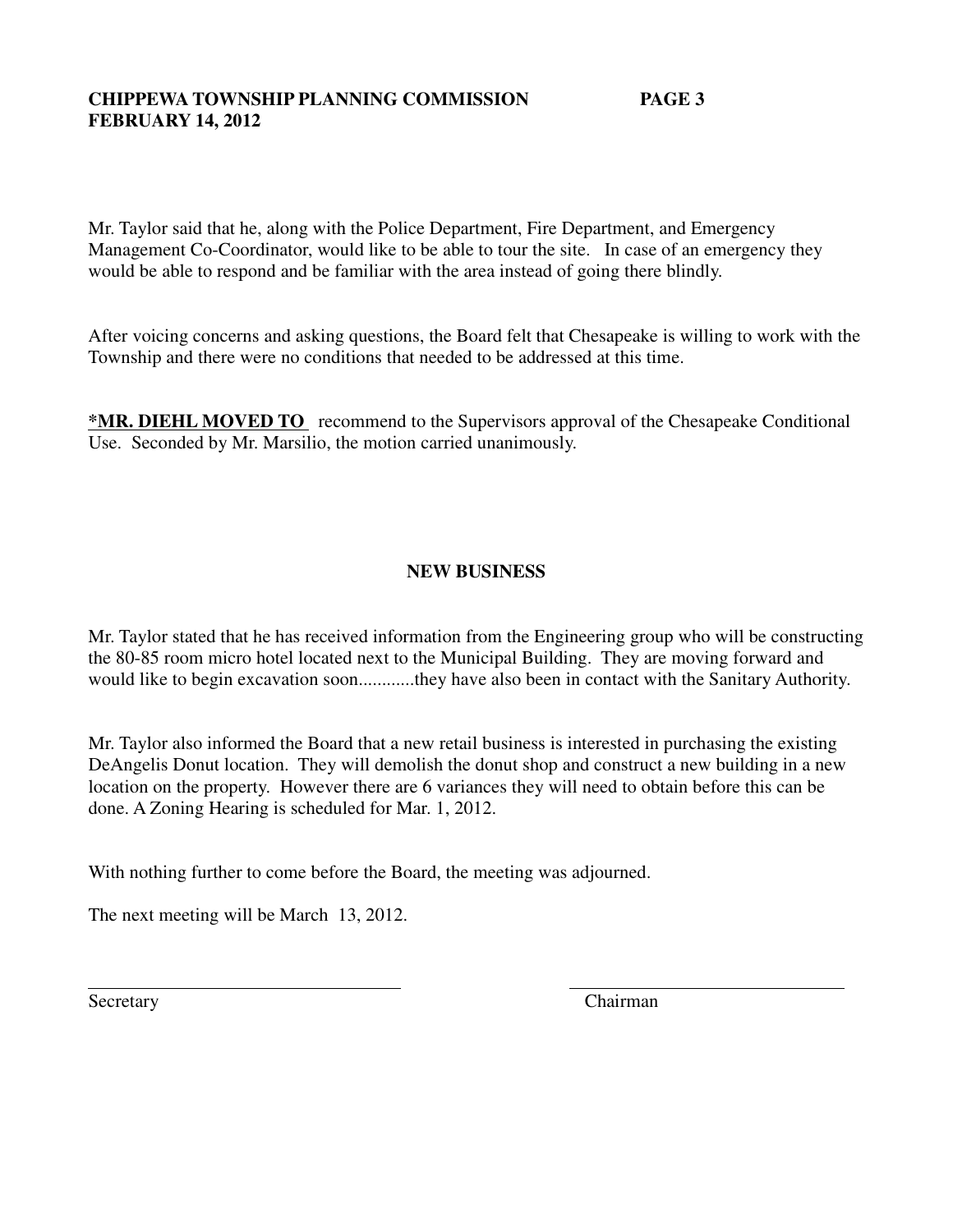Mr. Taylor said that he, along with the Police Department, Fire Department, and Emergency Management Co-Coordinator, would like to be able to tour the site. In case of an emergency they would be able to respond and be familiar with the area instead of going there blindly.

After voicing concerns and asking questions, the Board felt that Chesapeake is willing to work with the Township and there were no conditions that needed to be addressed at this time.

**<u>*MR. DIEHL MOVED TO</u>** recommend to the Supervisors approval of the Chesapeake Conditional Use. Seconded by Mr. Marsilio, the motion carried unanimously.

## NEW BUSINESS

Mr. Taylor stated that he has received information from the Engineering group who will be constructing the 80-85 room micro hotel located next to the Municipal Building. They are moving forward and would like to begin excavation soon............they have also been in contact with the Sanitary Authority.

Mr. Taylor also informed the Board that a new retail business is interested in purchasing the existing DeAngelis Donut location. They will demolish the donut shop and construct a new building in a new location on the property. However there are 6 variances they will need to obtain before this can be done. A Zoning Hearing is scheduled for Mar. 1, 2012.

With nothing further to come before the Board, the meeting was adjourned.

The next meeting will be March 13, 2012.

\_\_\_\_\_\_\_\_\_\_\_\_\_\_\_\_\_\_\_\_\_\_\_\_\_\_\_\_\_\_\_\_ \_\_\_\_\_\_\_\_\_\_\_\_\_\_\_\_\_\_\_\_\_\_\_\_\_\_\_\_\_\_\_\_

Secretary Chairman